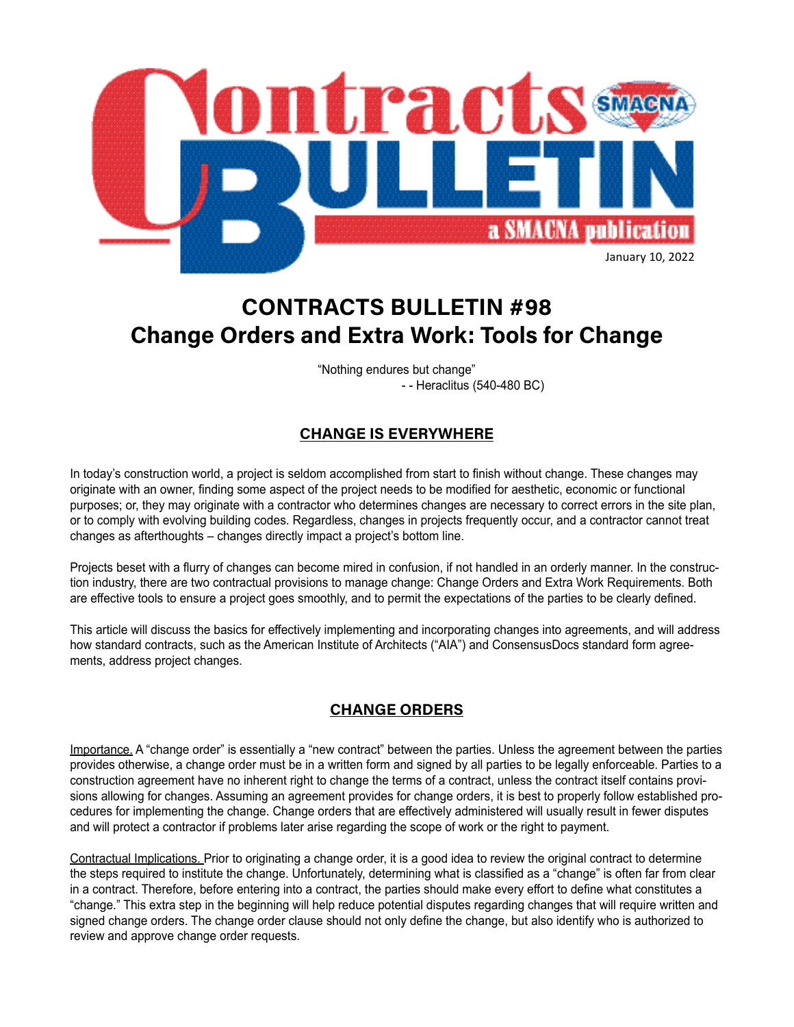Contracts BULLETIN

a SMACNA publication

January 10, 2022

# CONTRACTS BULLETIN #98
# Change Orders and Extra Work: Tools for Change

"Nothing endures but change"
- - Heraclitus (540-480 BC)

## CHANGE IS EVERYWHERE

In today's construction world, a project is seldom accomplished from start to finish without change. These changes may originate with an owner, finding some aspect of the project needs to be modified for aesthetic, economic or functional purposes; or, they may originate with a contractor who determines changes are necessary to correct errors in the site plan, or to comply with evolving building codes. Regardless, changes in projects frequently occur, and a contractor cannot treat changes as afterthoughts – changes directly impact a project's bottom line.

Projects beset with a flurry of changes can become mired in confusion, if not handled in an orderly manner. In the construction industry, there are two contractual provisions to manage change: Change Orders and Extra Work Requirements. Both are effective tools to ensure a project goes smoothly, and to permit the expectations of the parties to be clearly defined.

This article will discuss the basics for effectively implementing and incorporating changes into agreements, and will address how standard contracts, such as the American Institute of Architects ("AIA") and ConsensusDocs standard form agreements, address project changes.

## CHANGE ORDERS

Importance. A "change order" is essentially a "new contract" between the parties. Unless the agreement between the parties provides otherwise, a change order must be in a written form and signed by all parties to be legally enforceable. Parties to a construction agreement have no inherent right to change the terms of a contract, unless the contract itself contains provisions allowing for changes. Assuming an agreement provides for change orders, it is best to properly follow established procedures for implementing the change. Change orders that are effectively administered will usually result in fewer disputes and will protect a contractor if problems later arise regarding the scope of work or the right to payment.

Contractual Implications. Prior to originating a change order, it is a good idea to review the original contract to determine the steps required to institute the change. Unfortunately, determining what is classified as a "change" is often far from clear in a contract. Therefore, before entering into a contract, the parties should make every effort to define what constitutes a "change." This extra step in the beginning will help reduce potential disputes regarding changes that will require written and signed change orders. The change order clause should not only define the change, but also identify who is authorized to review and approve change order requests.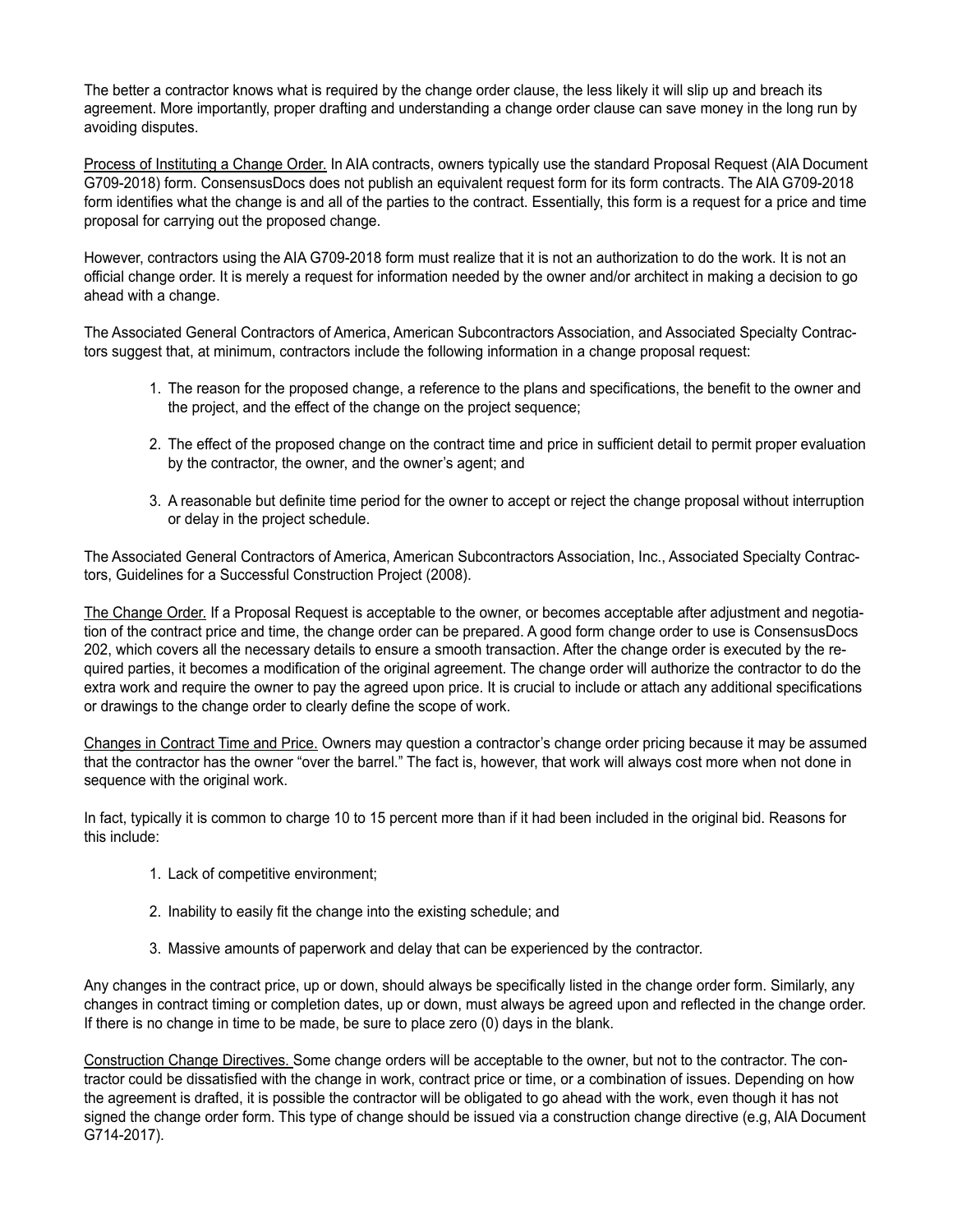The better a contractor knows what is required by the change order clause, the less likely it will slip up and breach its agreement. More importantly, proper drafting and understanding a change order clause can save money in the long run by avoiding disputes.

<u>Process of Instituting a Change Order.</u> In AIA contracts, owners typically use the standard Proposal Request (AIA Document G709-2018) form. ConsensusDocs does not publish an equivalent request form for its form contracts. The AIA G709-2018 form identifies what the change is and all of the parties to the contract. Essentially, this form is a request for a price and time proposal for carrying out the proposed change.

However, contractors using the AIA G709-2018 form must realize that it is not an authorization to do the work. It is not an official change order. It is merely a request for information needed by the owner and/or architect in making a decision to go ahead with a change.

The Associated General Contractors of America, American Subcontractors Association, and Associated Specialty Contractors suggest that, at minimum, contractors include the following information in a change proposal request:

1. The reason for the proposed change, a reference to the plans and specifications, the benefit to the owner and the project, and the effect of the change on the project sequence;
2. The effect of the proposed change on the contract time and price in sufficient detail to permit proper evaluation by the contractor, the owner, and the owner's agent; and
3. A reasonable but definite time period for the owner to accept or reject the change proposal without interruption or delay in the project schedule.

The Associated General Contractors of America, American Subcontractors Association, Inc., Associated Specialty Contractors, Guidelines for a Successful Construction Project (2008).

<u>The Change Order.</u> If a Proposal Request is acceptable to the owner, or becomes acceptable after adjustment and negotiation of the contract price and time, the change order can be prepared. A good form change order to use is ConsensusDocs 202, which covers all the necessary details to ensure a smooth transaction. After the change order is executed by the required parties, it becomes a modification of the original agreement. The change order will authorize the contractor to do the extra work and require the owner to pay the agreed upon price. It is crucial to include or attach any additional specifications or drawings to the change order to clearly define the scope of work.

<u>Changes in Contract Time and Price.</u> Owners may question a contractor's change order pricing because it may be assumed that the contractor has the owner "over the barrel." The fact is, however, that work will always cost more when not done in sequence with the original work.

In fact, typically it is common to charge 10 to 15 percent more than if it had been included in the original bid. Reasons for this include:

1. Lack of competitive environment;
2. Inability to easily fit the change into the existing schedule; and
3. Massive amounts of paperwork and delay that can be experienced by the contractor.

Any changes in the contract price, up or down, should always be specifically listed in the change order form. Similarly, any changes in contract timing or completion dates, up or down, must always be agreed upon and reflected in the change order. If there is no change in time to be made, be sure to place zero (0) days in the blank.

<u>Construction Change Directives.</u> Some change orders will be acceptable to the owner, but not to the contractor. The contractor could be dissatisfied with the change in work, contract price or time, or a combination of issues. Depending on how the agreement is drafted, it is possible the contractor will be obligated to go ahead with the work, even though it has not signed the change order form. This type of change should be issued via a construction change directive (e.g, AIA Document G714-2017).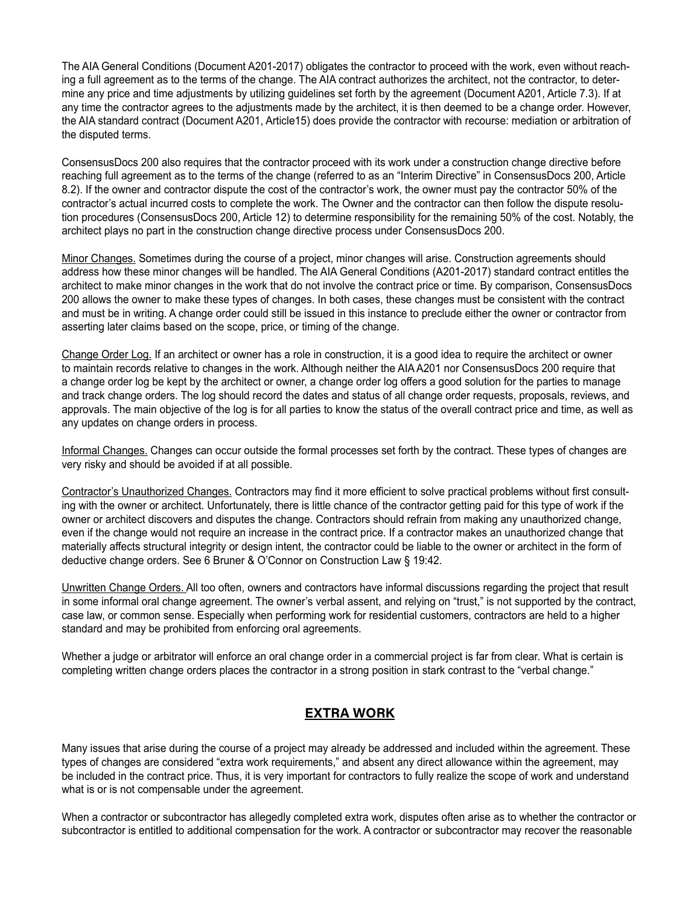The AIA General Conditions (Document A201-2017) obligates the contractor to proceed with the work, even without reaching a full agreement as to the terms of the change. The AIA contract authorizes the architect, not the contractor, to determine any price and time adjustments by utilizing guidelines set forth by the agreement (Document A201, Article 7.3). If at any time the contractor agrees to the adjustments made by the architect, it is then deemed to be a change order. However, the AIA standard contract (Document A201, Article15) does provide the contractor with recourse: mediation or arbitration of the disputed terms.

ConsensusDocs 200 also requires that the contractor proceed with its work under a construction change directive before reaching full agreement as to the terms of the change (referred to as an "Interim Directive" in ConsensusDocs 200, Article 8.2). If the owner and contractor dispute the cost of the contractor's work, the owner must pay the contractor 50% of the contractor's actual incurred costs to complete the work. The Owner and the contractor can then follow the dispute resolution procedures (ConsensusDocs 200, Article 12) to determine responsibility for the remaining 50% of the cost. Notably, the architect plays no part in the construction change directive process under ConsensusDocs 200.

<u>Minor Changes.</u> Sometimes during the course of a project, minor changes will arise. Construction agreements should address how these minor changes will be handled. The AIA General Conditions (A201-2017) standard contract entitles the architect to make minor changes in the work that do not involve the contract price or time. By comparison, ConsensusDocs 200 allows the owner to make these types of changes. In both cases, these changes must be consistent with the contract and must be in writing. A change order could still be issued in this instance to preclude either the owner or contractor from asserting later claims based on the scope, price, or timing of the change.

<u>Change Order Log.</u> If an architect or owner has a role in construction, it is a good idea to require the architect or owner to maintain records relative to changes in the work. Although neither the AIA A201 nor ConsensusDocs 200 require that a change order log be kept by the architect or owner, a change order log offers a good solution for the parties to manage and track change orders. The log should record the dates and status of all change order requests, proposals, reviews, and approvals. The main objective of the log is for all parties to know the status of the overall contract price and time, as well as any updates on change orders in process.

<u>Informal Changes.</u> Changes can occur outside the formal processes set forth by the contract. These types of changes are very risky and should be avoided if at all possible.

<u>Contractor's Unauthorized Changes.</u> Contractors may find it more efficient to solve practical problems without first consulting with the owner or architect. Unfortunately, there is little chance of the contractor getting paid for this type of work if the owner or architect discovers and disputes the change. Contractors should refrain from making any unauthorized change, even if the change would not require an increase in the contract price. If a contractor makes an unauthorized change that materially affects structural integrity or design intent, the contractor could be liable to the owner or architect in the form of deductive change orders. See 6 Bruner & O'Connor on Construction Law § 19:42.

<u>Unwritten Change Orders.</u> All too often, owners and contractors have informal discussions regarding the project that result in some informal oral change agreement. The owner's verbal assent, and relying on "trust," is not supported by the contract, case law, or common sense. Especially when performing work for residential customers, contractors are held to a higher standard and may be prohibited from enforcing oral agreements.

Whether a judge or arbitrator will enforce an oral change order in a commercial project is far from clear. What is certain is completing written change orders places the contractor in a strong position in stark contrast to the "verbal change."

## **<u>EXTRA WORK</u>**

Many issues that arise during the course of a project may already be addressed and included within the agreement. These types of changes are considered "extra work requirements," and absent any direct allowance within the agreement, may be included in the contract price. Thus, it is very important for contractors to fully realize the scope of work and understand what is or is not compensable under the agreement.

When a contractor or subcontractor has allegedly completed extra work, disputes often arise as to whether the contractor or subcontractor is entitled to additional compensation for the work. A contractor or subcontractor may recover the reasonable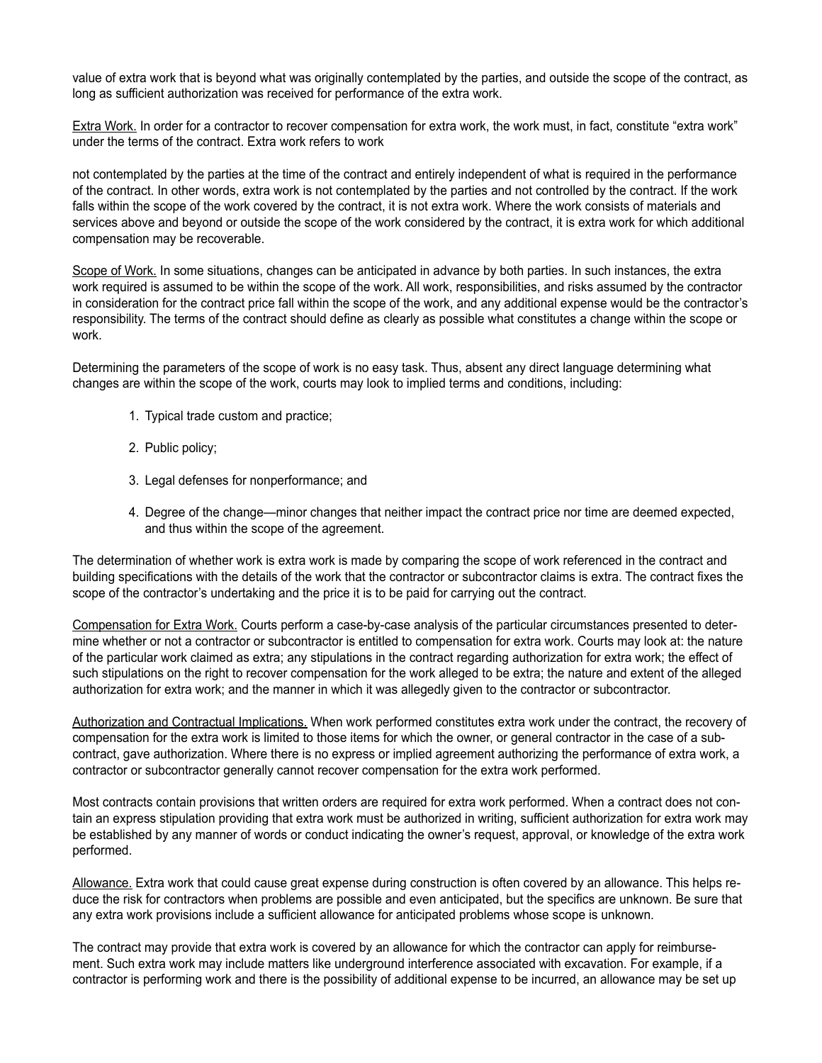value of extra work that is beyond what was originally contemplated by the parties, and outside the scope of the contract, as long as sufficient authorization was received for performance of the extra work.

<u>Extra Work.</u> In order for a contractor to recover compensation for extra work, the work must, in fact, constitute "extra work" under the terms of the contract. Extra work refers to work not contemplated by the parties at the time of the contract and entirely independent of what is required in the performance of the contract. In other words, extra work is not contemplated by the parties and not controlled by the contract. If the work falls within the scope of the work covered by the contract, it is not extra work. Where the work consists of materials and services above and beyond or outside the scope of the work considered by the contract, it is extra work for which additional compensation may be recoverable.

<u>Scope of Work.</u> In some situations, changes can be anticipated in advance by both parties. In such instances, the extra work required is assumed to be within the scope of the work. All work, responsibilities, and risks assumed by the contractor in consideration for the contract price fall within the scope of the work, and any additional expense would be the contractor's responsibility. The terms of the contract should define as clearly as possible what constitutes a change within the scope or work.

Determining the parameters of the scope of work is no easy task. Thus, absent any direct language determining what changes are within the scope of the work, courts may look to implied terms and conditions, including:

1. Typical trade custom and practice;
2. Public policy;
3. Legal defenses for nonperformance; and
4. Degree of the change—minor changes that neither impact the contract price nor time are deemed expected, and thus within the scope of the agreement.

The determination of whether work is extra work is made by comparing the scope of work referenced in the contract and building specifications with the details of the work that the contractor or subcontractor claims is extra. The contract fixes the scope of the contractor's undertaking and the price it is to be paid for carrying out the contract.

<u>Compensation for Extra Work.</u> Courts perform a case-by-case analysis of the particular circumstances presented to determine whether or not a contractor or subcontractor is entitled to compensation for extra work. Courts may look at: the nature of the particular work claimed as extra; any stipulations in the contract regarding authorization for extra work; the effect of such stipulations on the right to recover compensation for the work alleged to be extra; the nature and extent of the alleged authorization for extra work; and the manner in which it was allegedly given to the contractor or subcontractor.

<u>Authorization and Contractual Implications.</u> When work performed constitutes extra work under the contract, the recovery of compensation for the extra work is limited to those items for which the owner, or general contractor in the case of a subcontract, gave authorization. Where there is no express or implied agreement authorizing the performance of extra work, a contractor or subcontractor generally cannot recover compensation for the extra work performed.

Most contracts contain provisions that written orders are required for extra work performed. When a contract does not contain an express stipulation providing that extra work must be authorized in writing, sufficient authorization for extra work may be established by any manner of words or conduct indicating the owner's request, approval, or knowledge of the extra work performed.

<u>Allowance.</u> Extra work that could cause great expense during construction is often covered by an allowance. This helps reduce the risk for contractors when problems are possible and even anticipated, but the specifics are unknown. Be sure that any extra work provisions include a sufficient allowance for anticipated problems whose scope is unknown.

The contract may provide that extra work is covered by an allowance for which the contractor can apply for reimbursement. Such extra work may include matters like underground interference associated with excavation. For example, if a contractor is performing work and there is the possibility of additional expense to be incurred, an allowance may be set up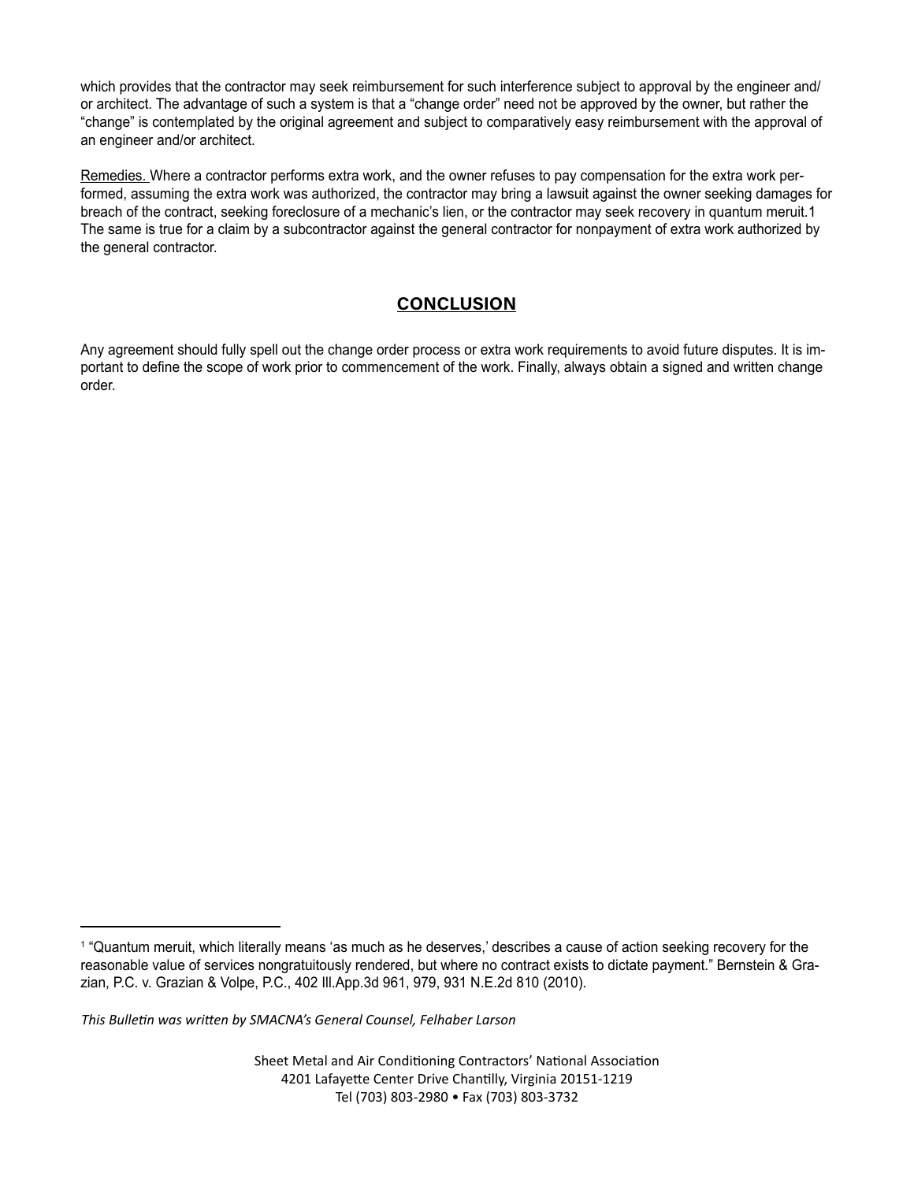which provides that the contractor may seek reimbursement for such interference subject to approval by the engineer and/or architect. The advantage of such a system is that a "change order" need not be approved by the owner, but rather the "change" is contemplated by the original agreement and subject to comparatively easy reimbursement with the approval of an engineer and/or architect.

Remedies. Where a contractor performs extra work, and the owner refuses to pay compensation for the extra work performed, assuming the extra work was authorized, the contractor may bring a lawsuit against the owner seeking damages for breach of the contract, seeking foreclosure of a mechanic's lien, or the contractor may seek recovery in quantum meruit.[1] The same is true for a claim by a subcontractor against the general contractor for nonpayment of extra work authorized by the general contractor.

## CONCLUSION

Any agreement should fully spell out the change order process or extra work requirements to avoid future disputes. It is important to define the scope of work prior to commencement of the work. Finally, always obtain a signed and written change order.

---

[1] "Quantum meruit, which literally means 'as much as he deserves,' describes a cause of action seeking recovery for the reasonable value of services nongratuitously rendered, but where no contract exists to dictate payment." Bernstein & Grazian, P.C. v. Grazian & Volpe, P.C., 402 Ill.App.3d 961, 979, 931 N.E.2d 810 (2010).

*This Bulletin was written by SMACNA's General Counsel, Felhaber Larson*

Sheet Metal and Air Conditioning Contractors' National Association
4201 Lafayette Center Drive Chantilly, Virginia 20151-1219
Tel (703) 803-2980 • Fax (703) 803-3732